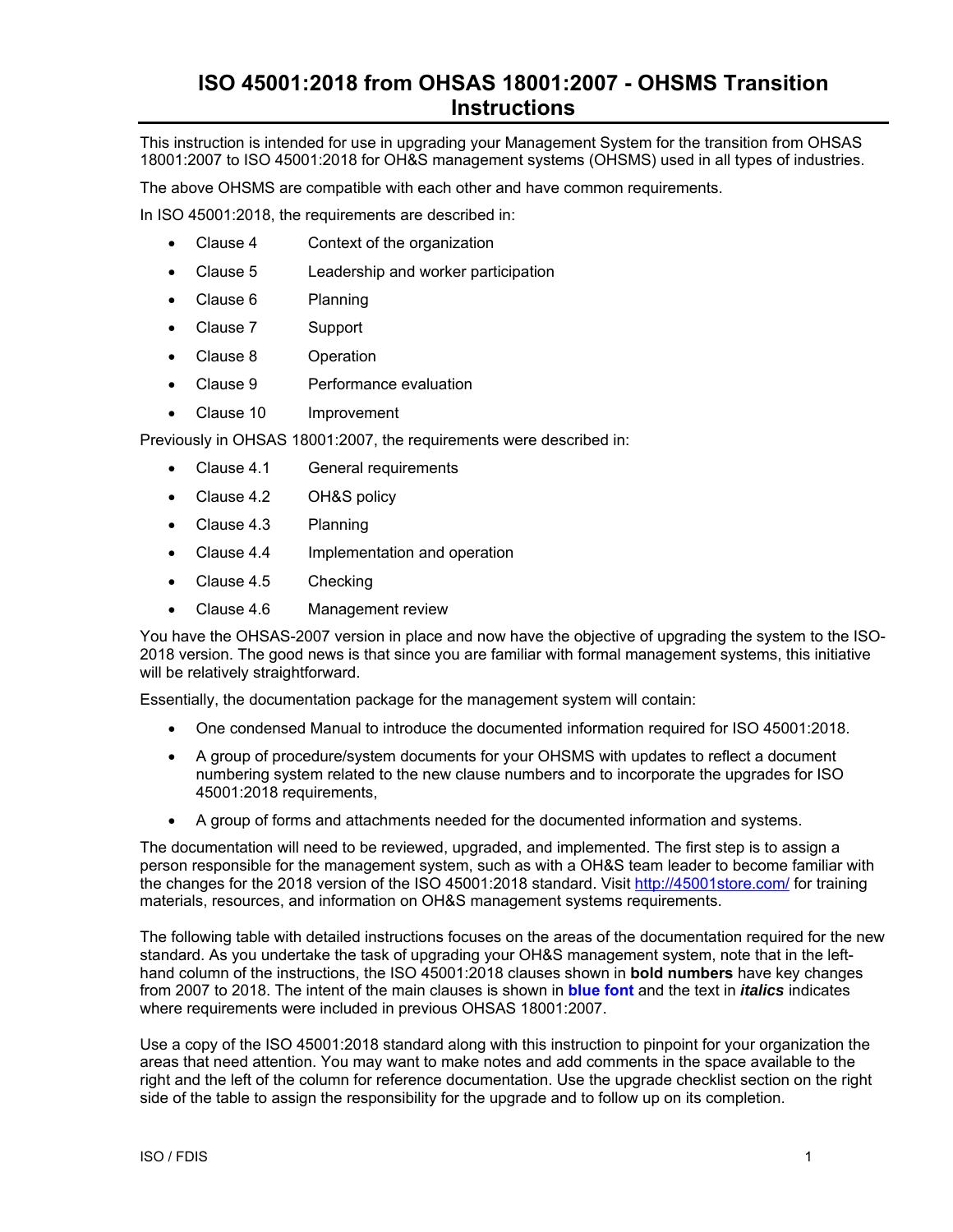# ISO 45001:2018 from OHSAS 18001:2007 - OHSMS Transition Instructions

This instruction is intended for use in upgrading your Management System for the transition from OHSAS 18001:2007 to ISO 45001:2018 for OH&S management systems (OHSMS) used in all types of industries.

The above OHSMS are compatible with each other and have common requirements.

In ISO 45001:2018, the requirements are described in:

- Clause 4 Context of the organization
- Clause 5 Leadership and worker participation
- Clause 6 Planning
- Clause 7 Support
- Clause 8 Operation
- Clause 9 Performance evaluation
- Clause 10 Improvement

Previously in OHSAS 18001:2007, the requirements were described in:

- Clause 4.1 General requirements
- Clause 4.2 OH&S policy
- Clause 4.3 Planning
- Clause 4.4 Implementation and operation
- Clause 4.5 Checking
- Clause 4.6 Management review

You have the OHSAS-2007 version in place and now have the objective of upgrading the system to the ISO-2018 version. The good news is that since you are familiar with formal management systems, this initiative will be relatively straightforward.

Essentially, the documentation package for the management system will contain:

- One condensed Manual to introduce the documented information required for ISO 45001:2018.
- A group of procedure/system documents for your OHSMS with updates to reflect a document numbering system related to the new clause numbers and to incorporate the upgrades for ISO 45001:2018 requirements,
- A group of forms and attachments needed for the documented information and systems.

The documentation will need to be reviewed, upgraded, and implemented. The first step is to assign a person responsible for the management system, such as with a OH&S team leader to become familiar with the changes for the 2018 version of the ISO 45001:2018 standard. Visit [http://45001store.com/](http://45001store.com/) for training materials, resources, and information on OH&S management systems requirements.

The following table with detailed instructions focuses on the areas of the documentation required for the new standard. As you undertake the task of upgrading your OH&S management system, note that in the left-hand column of the instructions, the ISO 45001:2018 clauses shown in **bold numbers** have key changes from 2007 to 2018. The intent of the main clauses is shown in **blue font** and the text in ***italics*** indicates where requirements were included in previous OHSAS 18001:2007.

Use a copy of the ISO 45001:2018 standard along with this instruction to pinpoint for your organization the areas that need attention. You may want to make notes and add comments in the space available to the right and the left of the column for reference documentation. Use the upgrade checklist section on the right side of the table to assign the responsibility for the upgrade and to follow up on its completion.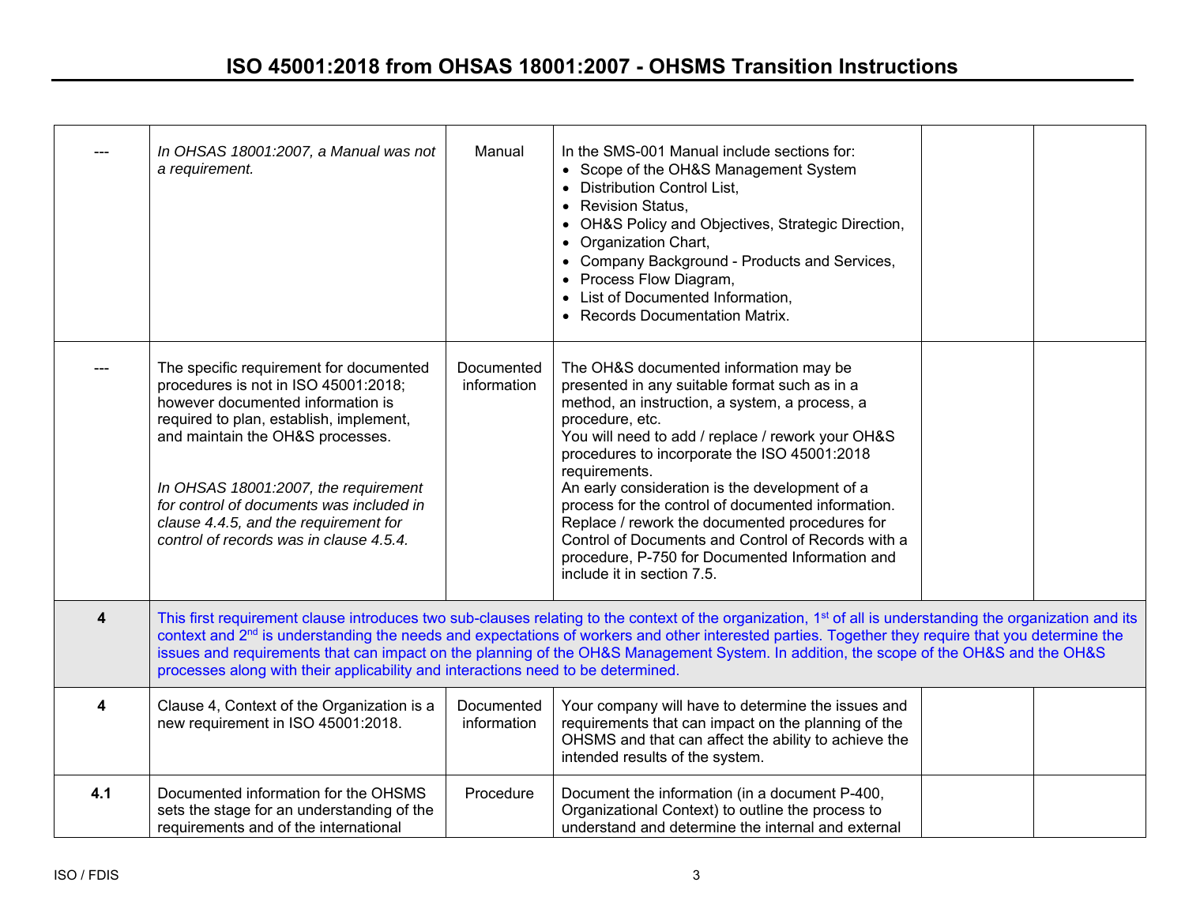| | | | | | |
|---|---|---|---|---|---|
| --- | *In OHSAS 18001:2007, a Manual was not a requirement.* | Manual | In the SMS-001 Manual include sections for:<br>• Scope of the OH&S Management System<br>• Distribution Control List,<br>• Revision Status,<br>• OH&S Policy and Objectives, Strategic Direction,<br>• Organization Chart,<br>• Company Background - Products and Services,<br>• Process Flow Diagram,<br>• List of Documented Information,<br>• Records Documentation Matrix. | | |
| --- | The specific requirement for documented procedures is not in ISO 45001:2018; however documented information is required to plan, establish, implement, and maintain the OH&S processes.<br><br>*In OHSAS 18001:2007, the requirement for control of documents was included in clause 4.4.5, and the requirement for control of records was in clause 4.5.4.* | Documented information | The OH&S documented information may be presented in any suitable format such as in a method, an instruction, a system, a process, a procedure, etc.<br>You will need to add / replace / rework your OH&S procedures to incorporate the ISO 45001:2018 requirements.<br>An early consideration is the development of a process for the control of documented information.<br>Replace / rework the documented procedures for Control of Documents and Control of Records with a procedure, P-750 for Documented Information and include it in section 7.5. | | |
| **4** | This first requirement clause introduces two sub-clauses relating to the context of the organization, 1st of all is understanding the organization and its context and 2nd is understanding the needs and expectations of workers and other interested parties. Together they require that you determine the issues and requirements that can impact on the planning of the OH&S Management System. In addition, the scope of the OH&S and the OH&S processes along with their applicability and interactions need to be determined. | | | | |
| **4** | Clause 4, Context of the Organization is a new requirement in ISO 45001:2018. | Documented information | Your company will have to determine the issues and requirements that can impact on the planning of the OHSMS and that can affect the ability to achieve the intended results of the system. | | |
| **4.1** | Documented information for the OHSMS sets the stage for an understanding of the requirements and of the international | Procedure | Document the information (in a document P-400, Organizational Context) to outline the process to understand and determine the internal and external | | |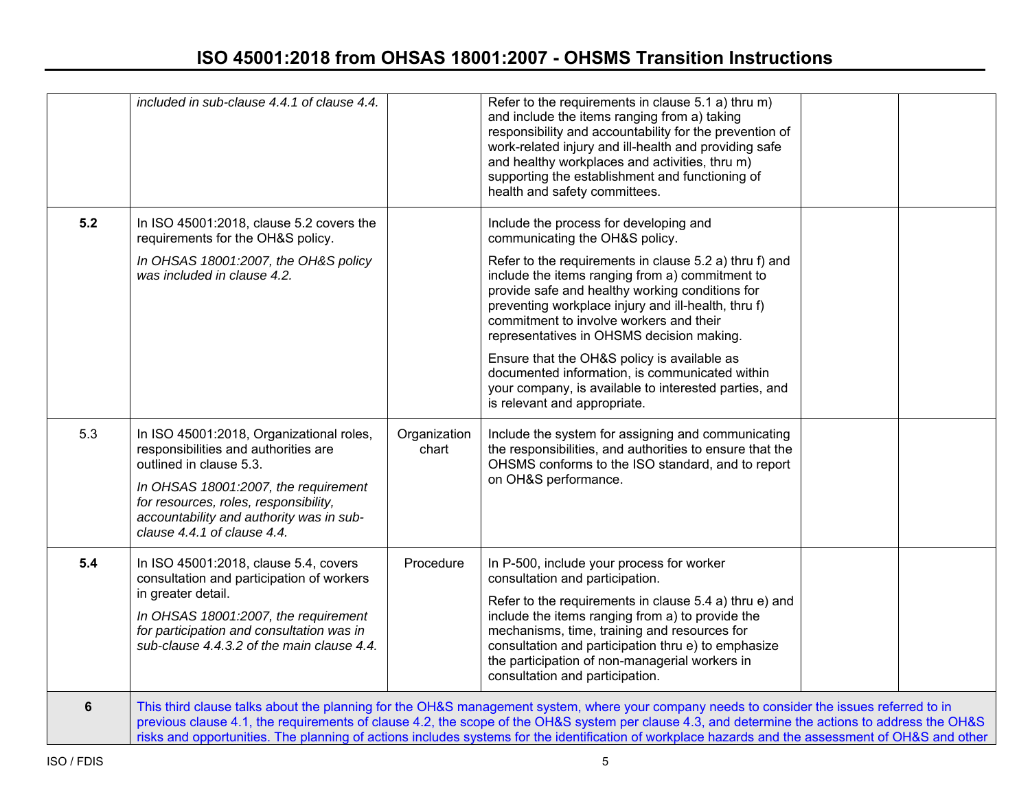| | | | | | |
|---|---|---|---|---|---|
| | *included in sub-clause 4.4.1 of clause 4.4.* | | Refer to the requirements in clause 5.1 a) thru m) and include the items ranging from a) taking responsibility and accountability for the prevention of work-related injury and ill-health and providing safe and healthy workplaces and activities, thru m) supporting the establishment and functioning of health and safety committees. | | |
| **5.2** | In ISO 45001:2018, clause 5.2 covers the requirements for the OH&S policy.<br>*In OHSAS 18001:2007, the OH&S policy was included in clause 4.2.* | | Include the process for developing and communicating the OH&S policy.<br>Refer to the requirements in clause 5.2 a) thru f) and include the items ranging from a) commitment to provide safe and healthy working conditions for preventing workplace injury and ill-health, thru f) commitment to involve workers and their representatives in OHSMS decision making.<br>Ensure that the OH&S policy is available as documented information, is communicated within your company, is available to interested parties, and is relevant and appropriate. | | |
| 5.3 | In ISO 45001:2018, Organizational roles, responsibilities and authorities are outlined in clause 5.3.<br>*In OHSAS 18001:2007, the requirement for resources, roles, responsibility, accountability and authority was in sub-clause 4.4.1 of clause 4.4.* | Organization chart | Include the system for assigning and communicating the responsibilities, and authorities to ensure that the OHSMS conforms to the ISO standard, and to report on OH&S performance. | | |
| **5.4** | In ISO 45001:2018, clause 5.4, covers consultation and participation of workers in greater detail.<br>*In OHSAS 18001:2007, the requirement for participation and consultation was in sub-clause 4.4.3.2 of the main clause 4.4.* | Procedure | In P-500, include your process for worker consultation and participation.<br>Refer to the requirements in clause 5.4 a) thru e) and include the items ranging from a) to provide the mechanisms, time, training and resources for consultation and participation thru e) to emphasize the participation of non-managerial workers in consultation and participation. | | |
| **6** | This third clause talks about the planning for the OH&S management system, where your company needs to consider the issues referred to in previous clause 4.1, the requirements of clause 4.2, the scope of the OH&S system per clause 4.3, and determine the actions to address the OH&S risks and opportunities. The planning of actions includes systems for the identification of workplace hazards and the assessment of OH&S and other | | | | |